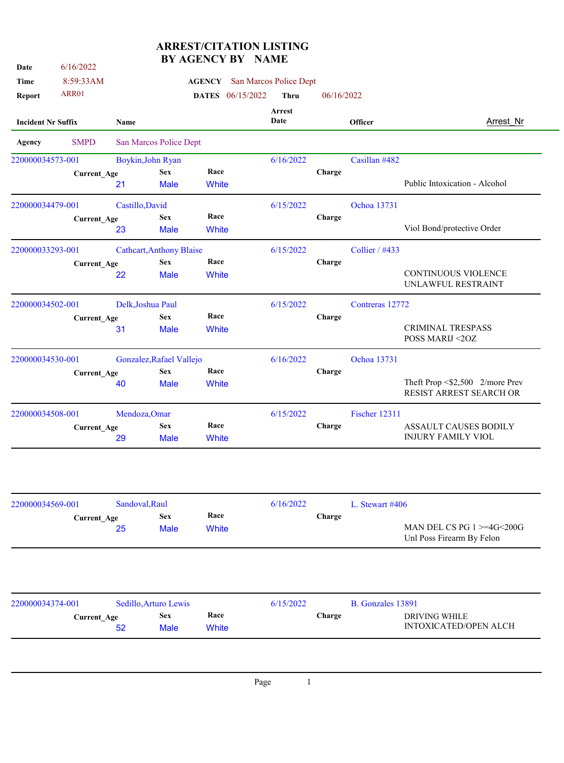# ARREST/CITATION LISTING BY AGENCY BY NAME

**Date** 6/16/2022
**Time** 8:59:33AM
**Report** ARR01

**AGENCY** San Marcos Police Dept
**DATES** 06/15/2022 **Thru** 06/16/2022

| Incident Nr Suffix | Name | Current_Age | Sex | Race | Arrest Date | Officer | Charge | Arrest_Nr |
|---|---|---|---|---|---|---|---|---|
| **Agency** SMPD | San Marcos Police Dept | | | | | | | |
| 220000034573-001 | Boykin,John Ryan | 21 | Male | White | 6/16/2022 | Casillan #482 | Public Intoxication - Alcohol | |
| 220000034479-001 | Castillo,David | 23 | Male | White | 6/15/2022 | Ochoa 13731 | Viol Bond/protective Order | |
| 220000033293-001 | Cathcart,Anthony Blaise | 22 | Male | White | 6/15/2022 | Collier / #433 | CONTINUOUS VIOLENCE<br>UNLAWFUL RESTRAINT | |
| 220000034502-001 | Delk,Joshua Paul | 31 | Male | White | 6/15/2022 | Contreras 12772 | CRIMINAL TRESPASS<br>POSS MARIJ <2OZ | |
| 220000034530-001 | Gonzalez,Rafael Vallejo | 40 | Male | White | 6/16/2022 | Ochoa 13731 | Theft Prop <$2,500 2/more Prev<br>RESIST ARREST SEARCH OR | |
| 220000034508-001 | Mendoza,Omar | 29 | Male | White | 6/15/2022 | Fischer 12311 | ASSAULT CAUSES BODILY INJURY FAMILY VIOL | |
| 220000034569-001 | Sandoval,Raul | 25 | Male | White | 6/16/2022 | L. Stewart #406 | MAN DEL CS PG 1 >=4G<200G<br>Unl Poss Firearm By Felon | |
| 220000034374-001 | Sedillo,Arturo Lewis | 52 | Male | White | 6/15/2022 | B. Gonzales 13891 | DRIVING WHILE INTOXICATED/OPEN ALCH | |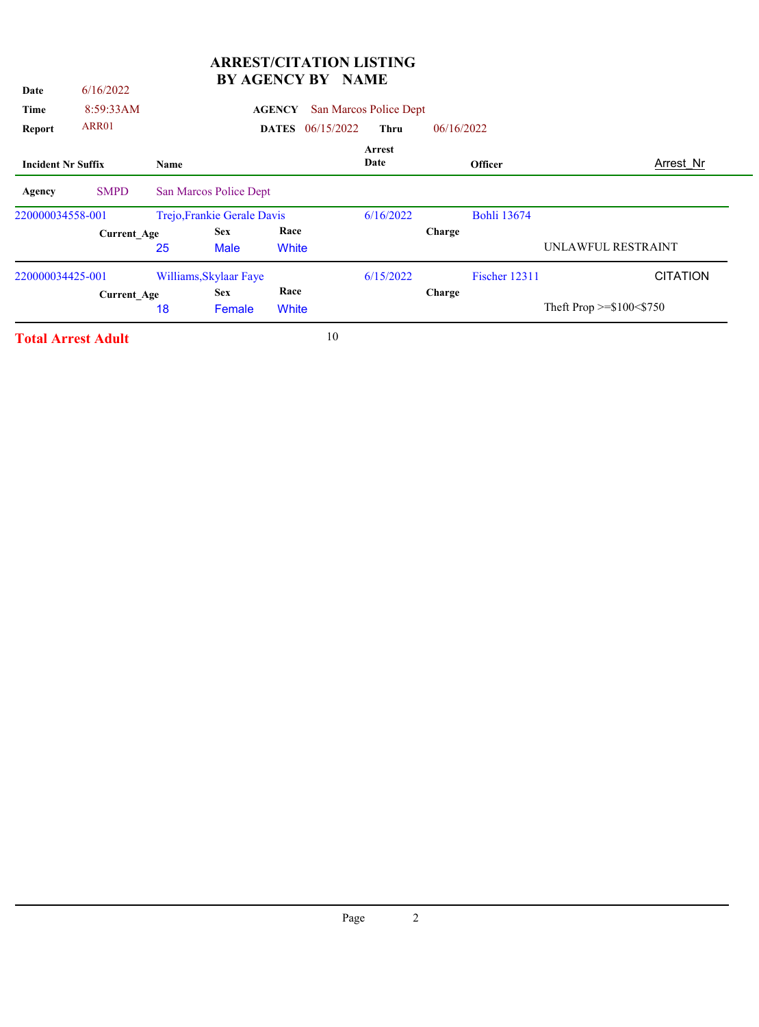# ARREST/CITATION LISTING BY AGENCY BY NAME

**Date** 6/16/2022
**Time** 8:59:33AM
**Report** ARR01

**AGENCY** San Marcos Police Dept
**DATES** 06/15/2022 **Thru** 06/16/2022

| Incident Nr Suffix | Name | Arrest Date | Officer | Arrest_Nr |
|---|---|---|---|---|
| **Agency** SMPD | San Marcos Police Dept | | | |
| 220000034558-001 | Trejo,Frankie Gerale Davis | 6/16/2022 | Bohli 13674 | |
| | **Current_Age** 25 **Sex** Male **Race** White | | **Charge** | UNLAWFUL RESTRAINT |
| 220000034425-001 | Williams,Skylaar Faye | 6/15/2022 | Fischer 12311 | CITATION |
| | **Current_Age** 18 **Sex** Female **Race** White | | **Charge** | Theft Prop >=$100<$750 |

**Total Arrest Adult** 10